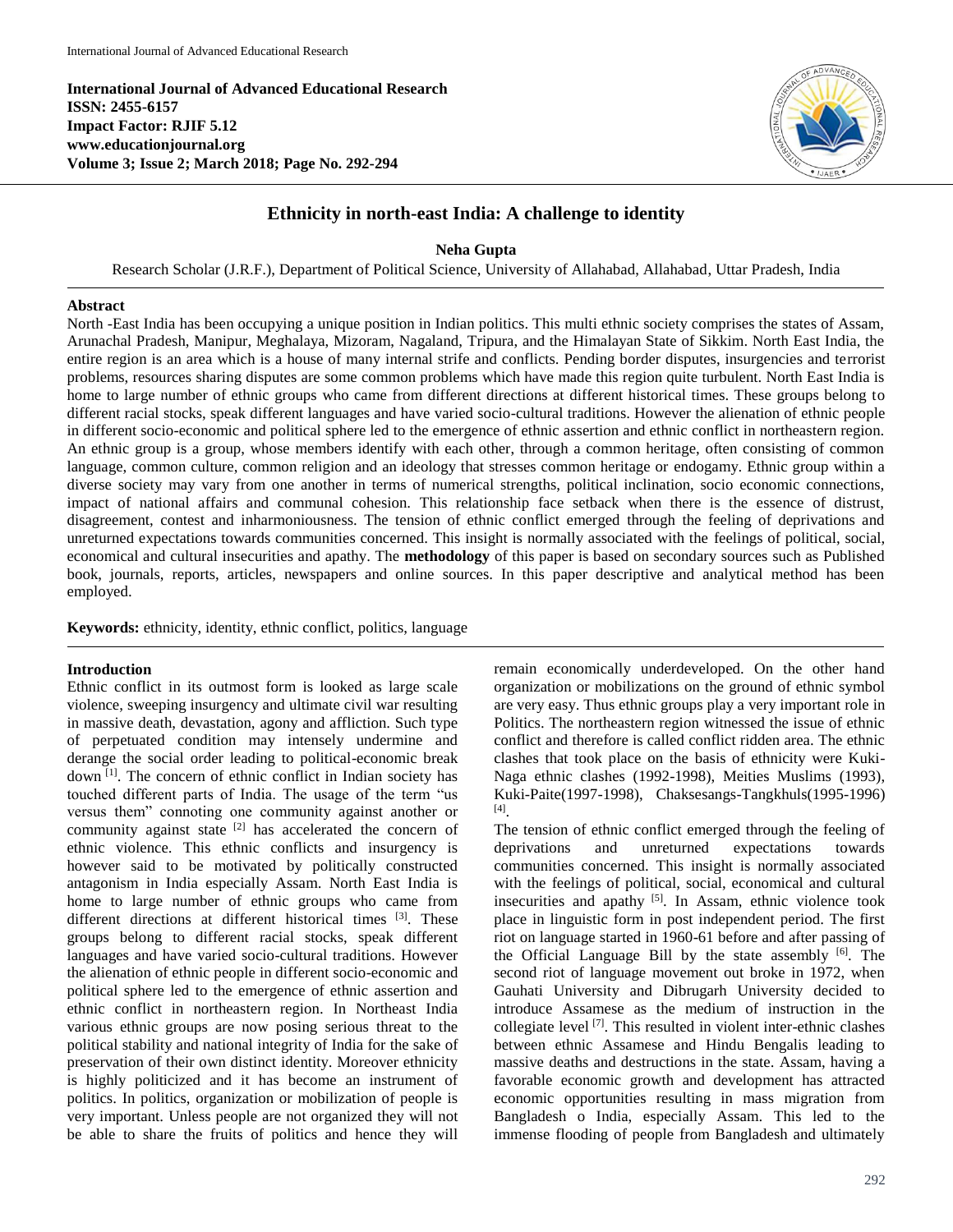International Journal of Advanced Educational Research
ISSN: 2455-6157
Impact Factor: RJIF 5.12
www.educationjournal.org
Volume 3; Issue 2; March 2018; Page No. 292-294

# Ethnicity in north-east India: A challenge to identity

**Neha Gupta**

Research Scholar (J.R.F.), Department of Political Science, University of Allahabad, Allahabad, Uttar Pradesh, India

## Abstract

North -East India has been occupying a unique position in Indian politics. This multi ethnic society comprises the states of Assam, Arunachal Pradesh, Manipur, Meghalaya, Mizoram, Nagaland, Tripura, and the Himalayan State of Sikkim. North East India, the entire region is an area which is a house of many internal strife and conflicts. Pending border disputes, insurgencies and terrorist problems, resources sharing disputes are some common problems which have made this region quite turbulent. North East India is home to large number of ethnic groups who came from different directions at different historical times. These groups belong to different racial stocks, speak different languages and have varied socio-cultural traditions. However the alienation of ethnic people in different socio-economic and political sphere led to the emergence of ethnic assertion and ethnic conflict in northeastern region. An ethnic group is a group, whose members identify with each other, through a common heritage, often consisting of common language, common culture, common religion and an ideology that stresses common heritage or endogamy. Ethnic group within a diverse society may vary from one another in terms of numerical strengths, political inclination, socio economic connections, impact of national affairs and communal cohesion. This relationship face setback when there is the essence of distrust, disagreement, contest and inharmoniousness. The tension of ethnic conflict emerged through the feeling of deprivations and unreturned expectations towards communities concerned. This insight is normally associated with the feelings of political, social, economical and cultural insecurities and apathy. The **methodology** of this paper is based on secondary sources such as Published book, journals, reports, articles, newspapers and online sources. In this paper descriptive and analytical method has been employed.

**Keywords:** ethnicity, identity, ethnic conflict, politics, language

## Introduction

Ethnic conflict in its outmost form is looked as large scale violence, sweeping insurgency and ultimate civil war resulting in massive death, devastation, agony and affliction. Such type of perpetuated condition may intensely undermine and derange the social order leading to political-economic break down [1]. The concern of ethnic conflict in Indian society has touched different parts of India. The usage of the term "us versus them" connoting one community against another or community against state [2] has accelerated the concern of ethnic violence. This ethnic conflicts and insurgency is however said to be motivated by politically constructed antagonism in India especially Assam. North East India is home to large number of ethnic groups who came from different directions at different historical times [3]. These groups belong to different racial stocks, speak different languages and have varied socio-cultural traditions. However the alienation of ethnic people in different socio-economic and political sphere led to the emergence of ethnic assertion and ethnic conflict in northeastern region. In Northeast India various ethnic groups are now posing serious threat to the political stability and national integrity of India for the sake of preservation of their own distinct identity. Moreover ethnicity is highly politicized and it has become an instrument of politics. In politics, organization or mobilization of people is very important. Unless people are not organized they will not be able to share the fruits of politics and hence they will remain economically underdeveloped. On the other hand organization or mobilizations on the ground of ethnic symbol are very easy. Thus ethnic groups play a very important role in Politics. The northeastern region witnessed the issue of ethnic conflict and therefore is called conflict ridden area. The ethnic clashes that took place on the basis of ethnicity were Kuki-Naga ethnic clashes (1992-1998), Meities Muslims (1993), Kuki-Paite(1997-1998), Chaksesangs-Tangkhuls(1995-1996) [4].

The tension of ethnic conflict emerged through the feeling of deprivations and unreturned expectations towards communities concerned. This insight is normally associated with the feelings of political, social, economical and cultural insecurities and apathy [5]. In Assam, ethnic violence took place in linguistic form in post independent period. The first riot on language started in 1960-61 before and after passing of the Official Language Bill by the state assembly [6]. The second riot of language movement out broke in 1972, when Gauhati University and Dibrugarh University decided to introduce Assamese as the medium of instruction in the collegiate level [7]. This resulted in violent inter-ethnic clashes between ethnic Assamese and Hindu Bengalis leading to massive deaths and destructions in the state. Assam, having a favorable economic growth and development has attracted economic opportunities resulting in mass migration from Bangladesh o India, especially Assam. This led to the immense flooding of people from Bangladesh and ultimately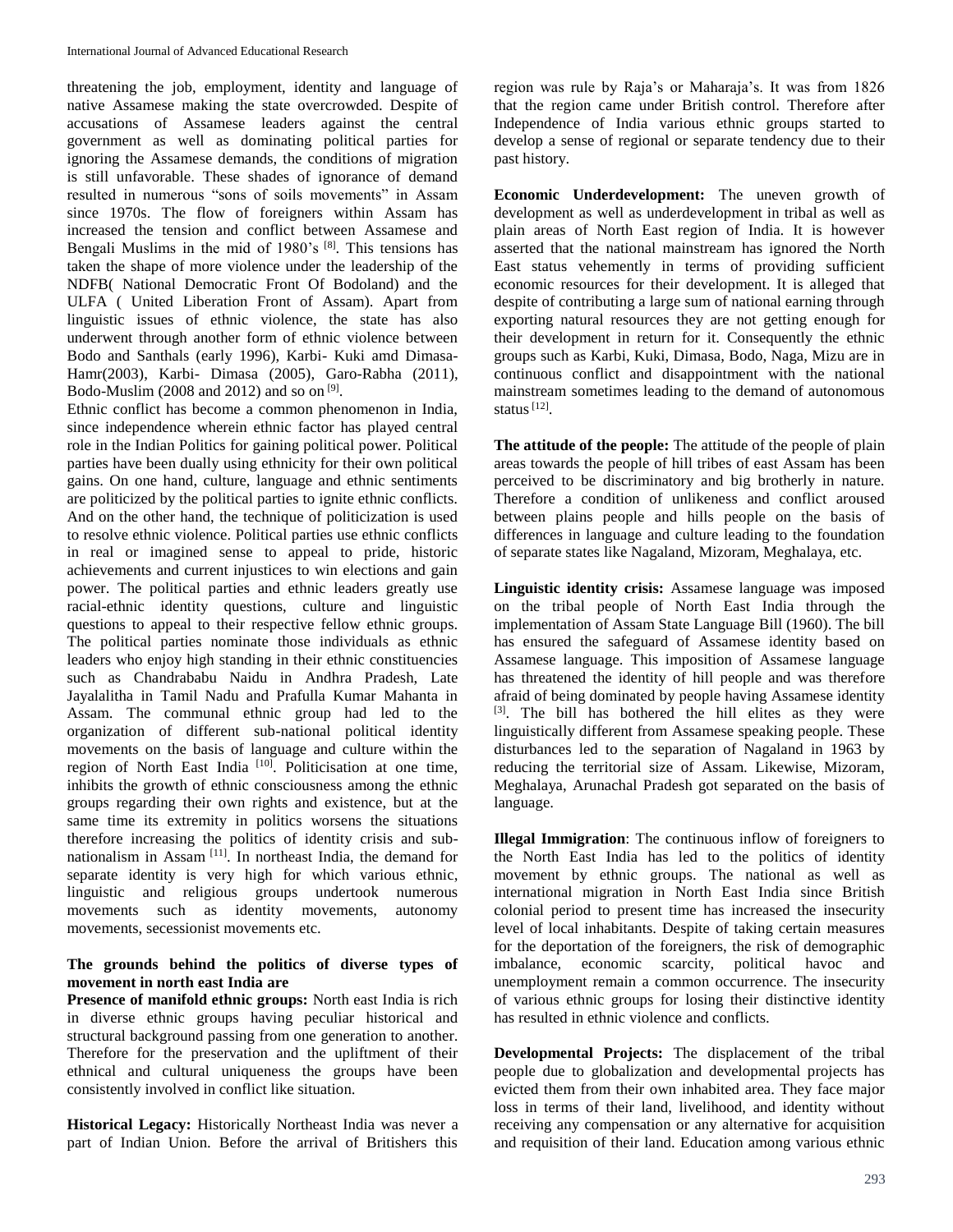threatening the job, employment, identity and language of native Assamese making the state overcrowded. Despite of accusations of Assamese leaders against the central government as well as dominating political parties for ignoring the Assamese demands, the conditions of migration is still unfavorable. These shades of ignorance of demand resulted in numerous "sons of soils movements" in Assam since 1970s. The flow of foreigners within Assam has increased the tension and conflict between Assamese and Bengali Muslims in the mid of 1980's [8]. This tensions has taken the shape of more violence under the leadership of the NDFB( National Democratic Front Of Bodoland) and the ULFA ( United Liberation Front of Assam). Apart from linguistic issues of ethnic violence, the state has also underwent through another form of ethnic violence between Bodo and Santhals (early 1996), Karbi- Kuki amd Dimasa-Hamr(2003), Karbi- Dimasa (2005), Garo-Rabha (2011), Bodo-Muslim (2008 and 2012) and so on [9].

Ethnic conflict has become a common phenomenon in India, since independence wherein ethnic factor has played central role in the Indian Politics for gaining political power. Political parties have been dually using ethnicity for their own political gains. On one hand, culture, language and ethnic sentiments are politicized by the political parties to ignite ethnic conflicts. And on the other hand, the technique of politicization is used to resolve ethnic violence. Political parties use ethnic conflicts in real or imagined sense to appeal to pride, historic achievements and current injustices to win elections and gain power. The political parties and ethnic leaders greatly use racial-ethnic identity questions, culture and linguistic questions to appeal to their respective fellow ethnic groups. The political parties nominate those individuals as ethnic leaders who enjoy high standing in their ethnic constituencies such as Chandrababu Naidu in Andhra Pradesh, Late Jayalalitha in Tamil Nadu and Prafulla Kumar Mahanta in Assam. The communal ethnic group had led to the organization of different sub-national political identity movements on the basis of language and culture within the region of North East India [10]. Politicisation at one time, inhibits the growth of ethnic consciousness among the ethnic groups regarding their own rights and existence, but at the same time its extremity in politics worsens the situations therefore increasing the politics of identity crisis and sub-nationalism in Assam [11]. In northeast India, the demand for separate identity is very high for which various ethnic, linguistic and religious groups undertook numerous movements such as identity movements, autonomy movements, secessionist movements etc.

**The grounds behind the politics of diverse types of movement in north east India are**

**Presence of manifold ethnic groups:** North east India is rich in diverse ethnic groups having peculiar historical and structural background passing from one generation to another. Therefore for the preservation and the upliftment of their ethnical and cultural uniqueness the groups have been consistently involved in conflict like situation.

**Historical Legacy:** Historically Northeast India was never a part of Indian Union. Before the arrival of Britishers this region was rule by Raja's or Maharaja's. It was from 1826 that the region came under British control. Therefore after Independence of India various ethnic groups started to develop a sense of regional or separate tendency due to their past history.

**Economic Underdevelopment:** The uneven growth of development as well as underdevelopment in tribal as well as plain areas of North East region of India. It is however asserted that the national mainstream has ignored the North East status vehemently in terms of providing sufficient economic resources for their development. It is alleged that despite of contributing a large sum of national earning through exporting natural resources they are not getting enough for their development in return for it. Consequently the ethnic groups such as Karbi, Kuki, Dimasa, Bodo, Naga, Mizu are in continuous conflict and disappointment with the national mainstream sometimes leading to the demand of autonomous status [12].

**The attitude of the people:** The attitude of the people of plain areas towards the people of hill tribes of east Assam has been perceived to be discriminatory and big brotherly in nature. Therefore a condition of unlikeness and conflict aroused between plains people and hills people on the basis of differences in language and culture leading to the foundation of separate states like Nagaland, Mizoram, Meghalaya, etc.

**Linguistic identity crisis:** Assamese language was imposed on the tribal people of North East India through the implementation of Assam State Language Bill (1960). The bill has ensured the safeguard of Assamese identity based on Assamese language. This imposition of Assamese language has threatened the identity of hill people and was therefore afraid of being dominated by people having Assamese identity [3]. The bill has bothered the hill elites as they were linguistically different from Assamese speaking people. These disturbances led to the separation of Nagaland in 1963 by reducing the territorial size of Assam. Likewise, Mizoram, Meghalaya, Arunachal Pradesh got separated on the basis of language.

**Illegal Immigration**: The continuous inflow of foreigners to the North East India has led to the politics of identity movement by ethnic groups. The national as well as international migration in North East India since British colonial period to present time has increased the insecurity level of local inhabitants. Despite of taking certain measures for the deportation of the foreigners, the risk of demographic imbalance, economic scarcity, political havoc and unemployment remain a common occurrence. The insecurity of various ethnic groups for losing their distinctive identity has resulted in ethnic violence and conflicts.

**Developmental Projects:** The displacement of the tribal people due to globalization and developmental projects has evicted them from their own inhabited area. They face major loss in terms of their land, livelihood, and identity without receiving any compensation or any alternative for acquisition and requisition of their land. Education among various ethnic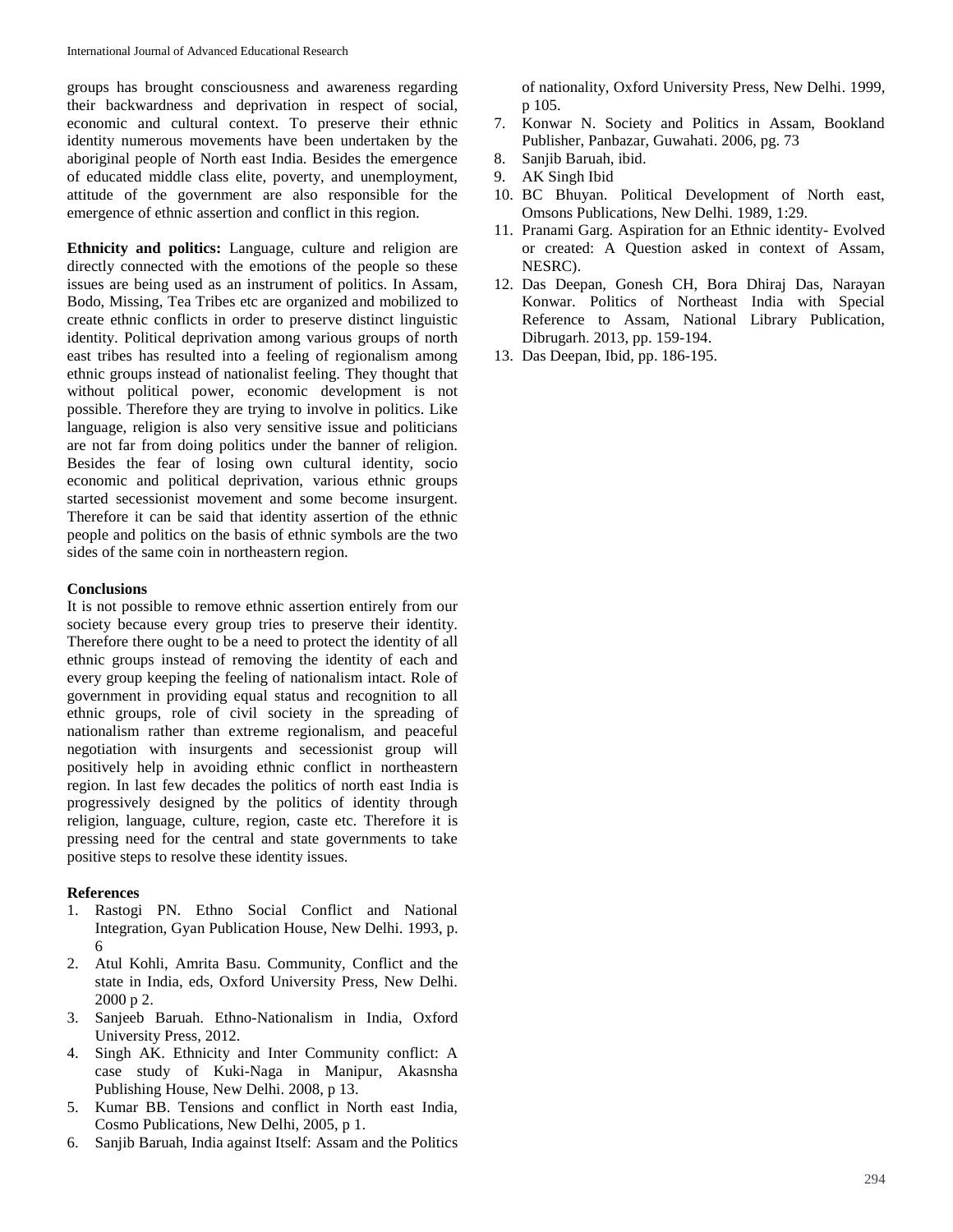groups has brought consciousness and awareness regarding their backwardness and deprivation in respect of social, economic and cultural context. To preserve their ethnic identity numerous movements have been undertaken by the aboriginal people of North east India. Besides the emergence of educated middle class elite, poverty, and unemployment, attitude of the government are also responsible for the emergence of ethnic assertion and conflict in this region.

**Ethnicity and politics:** Language, culture and religion are directly connected with the emotions of the people so these issues are being used as an instrument of politics. In Assam, Bodo, Missing, Tea Tribes etc are organized and mobilized to create ethnic conflicts in order to preserve distinct linguistic identity. Political deprivation among various groups of north east tribes has resulted into a feeling of regionalism among ethnic groups instead of nationalist feeling. They thought that without political power, economic development is not possible. Therefore they are trying to involve in politics. Like language, religion is also very sensitive issue and politicians are not far from doing politics under the banner of religion. Besides the fear of losing own cultural identity, socio economic and political deprivation, various ethnic groups started secessionist movement and some become insurgent. Therefore it can be said that identity assertion of the ethnic people and politics on the basis of ethnic symbols are the two sides of the same coin in northeastern region.

## Conclusions

It is not possible to remove ethnic assertion entirely from our society because every group tries to preserve their identity. Therefore there ought to be a need to protect the identity of all ethnic groups instead of removing the identity of each and every group keeping the feeling of nationalism intact. Role of government in providing equal status and recognition to all ethnic groups, role of civil society in the spreading of nationalism rather than extreme regionalism, and peaceful negotiation with insurgents and secessionist group will positively help in avoiding ethnic conflict in northeastern region. In last few decades the politics of north east India is progressively designed by the politics of identity through religion, language, culture, region, caste etc. Therefore it is pressing need for the central and state governments to take positive steps to resolve these identity issues.

## References

1. Rastogi PN. Ethno Social Conflict and National Integration, Gyan Publication House, New Delhi. 1993, p. 6
2. Atul Kohli, Amrita Basu. Community, Conflict and the state in India, eds, Oxford University Press, New Delhi. 2000 p 2.
3. Sanjeeb Baruah. Ethno-Nationalism in India, Oxford University Press, 2012.
4. Singh AK. Ethnicity and Inter Community conflict: A case study of Kuki-Naga in Manipur, Akasnsha Publishing House, New Delhi. 2008, p 13.
5. Kumar BB. Tensions and conflict in North east India, Cosmo Publications, New Delhi, 2005, p 1.
6. Sanjib Baruah, India against Itself: Assam and the Politics of nationality, Oxford University Press, New Delhi. 1999, p 105.
7. Konwar N. Society and Politics in Assam, Bookland Publisher, Panbazar, Guwahati. 2006, pg. 73
8. Sanjib Baruah, ibid.
9. AK Singh Ibid
10. BC Bhuyan. Political Development of North east, Omsons Publications, New Delhi. 1989, 1:29.
11. Pranami Garg. Aspiration for an Ethnic identity- Evolved or created: A Question asked in context of Assam, NESRC).
12. Das Deepan, Gonesh CH, Bora Dhiraj Das, Narayan Konwar. Politics of Northeast India with Special Reference to Assam, National Library Publication, Dibrugarh. 2013, pp. 159-194.
13. Das Deepan, Ibid, pp. 186-195.